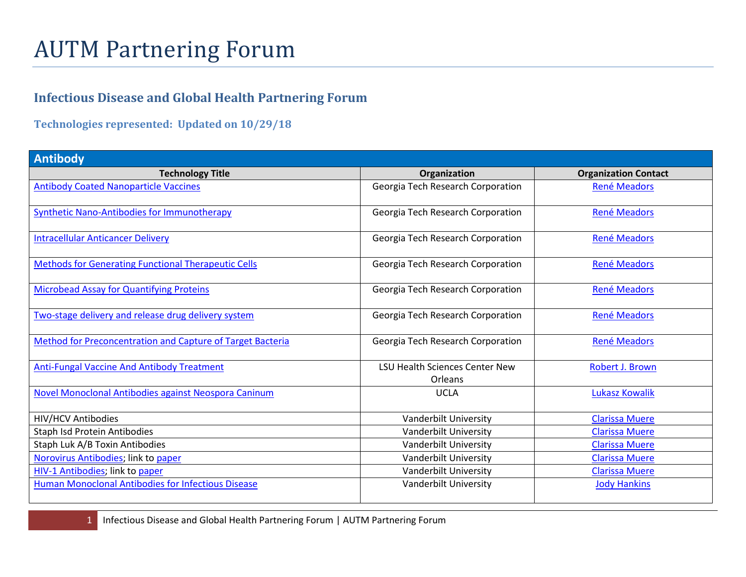# AUTM Partnering Forum

## Infectious Disease and Global Health Partnering Forum

### Technologies represented: Updated on 10/29/18

| Antibody | | |
|---|---|---|
| **Technology Title** | **Organization** | **Organization Contact** |
| Antibody Coated Nanoparticle Vaccines | Georgia Tech Research Corporation | René Meadors |
| Synthetic Nano-Antibodies for Immunotherapy | Georgia Tech Research Corporation | René Meadors |
| Intracellular Anticancer Delivery | Georgia Tech Research Corporation | René Meadors |
| Methods for Generating Functional Therapeutic Cells | Georgia Tech Research Corporation | René Meadors |
| Microbead Assay for Quantifying Proteins | Georgia Tech Research Corporation | René Meadors |
| Two-stage delivery and release drug delivery system | Georgia Tech Research Corporation | René Meadors |
| Method for Preconcentration and Capture of Target Bacteria | Georgia Tech Research Corporation | René Meadors |
| Anti-Fungal Vaccine And Antibody Treatment | LSU Health Sciences Center New Orleans | Robert J. Brown |
| Novel Monoclonal Antibodies against Neospora Caninum | UCLA | Lukasz Kowalik |
| HIV/HCV Antibodies | Vanderbilt University | Clarissa Muere |
| Staph Isd Protein Antibodies | Vanderbilt University | Clarissa Muere |
| Staph Luk A/B Toxin Antibodies | Vanderbilt University | Clarissa Muere |
| Norovirus Antibodies; link to paper | Vanderbilt University | Clarissa Muere |
| HIV-1 Antibodies; link to paper | Vanderbilt University | Clarissa Muere |
| Human Monoclonal Antibodies for Infectious Disease | Vanderbilt University | Jody Hankins |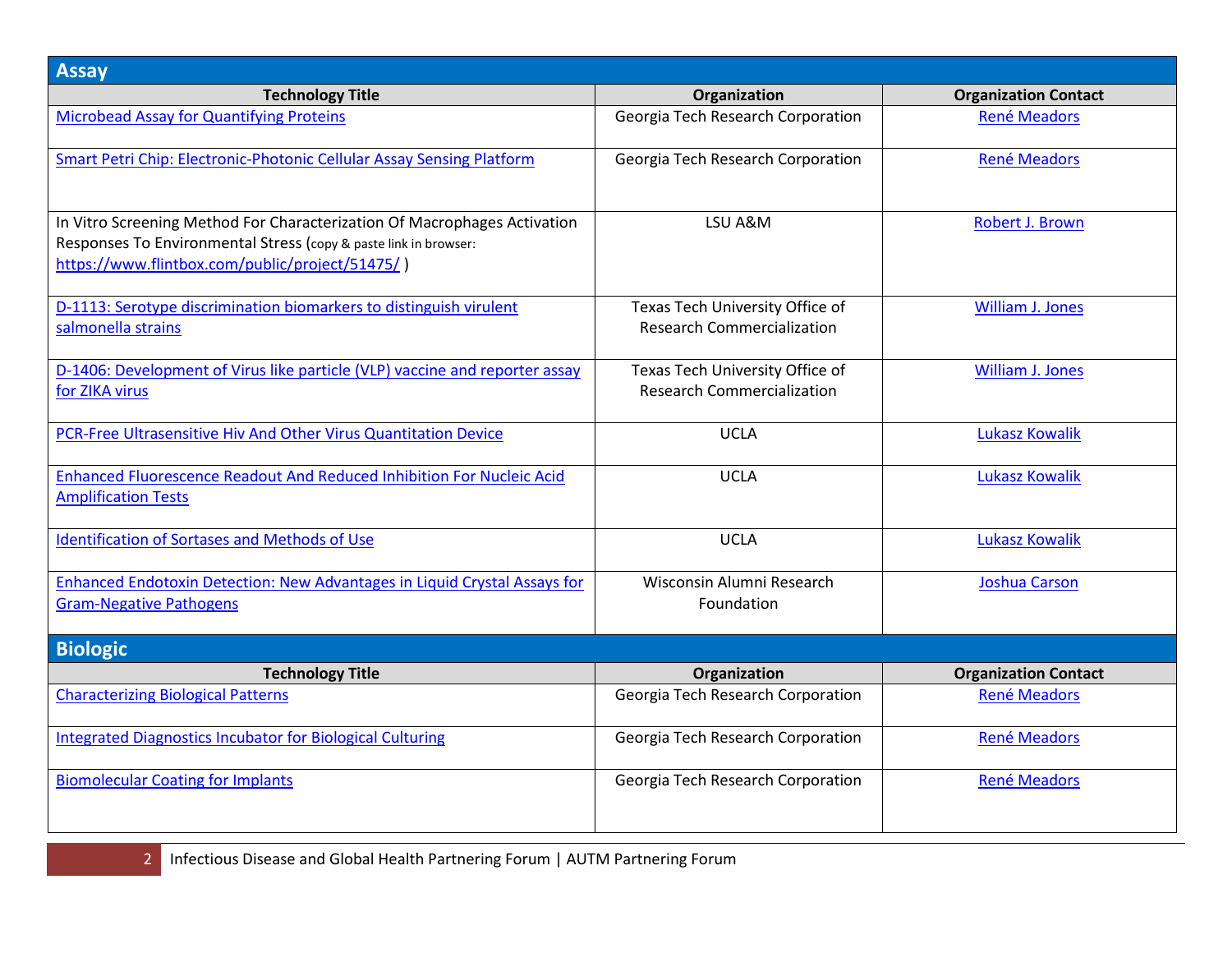## Assay

| Technology Title | Organization | Organization Contact |
|---|---|---|
| Microbead Assay for Quantifying Proteins | Georgia Tech Research Corporation | René Meadors |
| Smart Petri Chip: Electronic-Photonic Cellular Assay Sensing Platform | Georgia Tech Research Corporation | René Meadors |
| In Vitro Screening Method For Characterization Of Macrophages Activation Responses To Environmental Stress (copy & paste link in browser: https://www.flintbox.com/public/project/51475/ ) | LSU A&M | Robert J. Brown |
| D-1113: Serotype discrimination biomarkers to distinguish virulent salmonella strains | Texas Tech University Office of Research Commercialization | William J. Jones |
| D-1406: Development of Virus like particle (VLP) vaccine and reporter assay for ZIKA virus | Texas Tech University Office of Research Commercialization | William J. Jones |
| PCR-Free Ultrasensitive Hiv And Other Virus Quantitation Device | UCLA | Lukasz Kowalik |
| Enhanced Fluorescence Readout And Reduced Inhibition For Nucleic Acid Amplification Tests | UCLA | Lukasz Kowalik |
| Identification of Sortases and Methods of Use | UCLA | Lukasz Kowalik |
| Enhanced Endotoxin Detection: New Advantages in Liquid Crystal Assays for Gram-Negative Pathogens | Wisconsin Alumni Research Foundation | Joshua Carson |

## Biologic

| Technology Title | Organization | Organization Contact |
|---|---|---|
| Characterizing Biological Patterns | Georgia Tech Research Corporation | René Meadors |
| Integrated Diagnostics Incubator for Biological Culturing | Georgia Tech Research Corporation | René Meadors |
| Biomolecular Coating for Implants | Georgia Tech Research Corporation | René Meadors |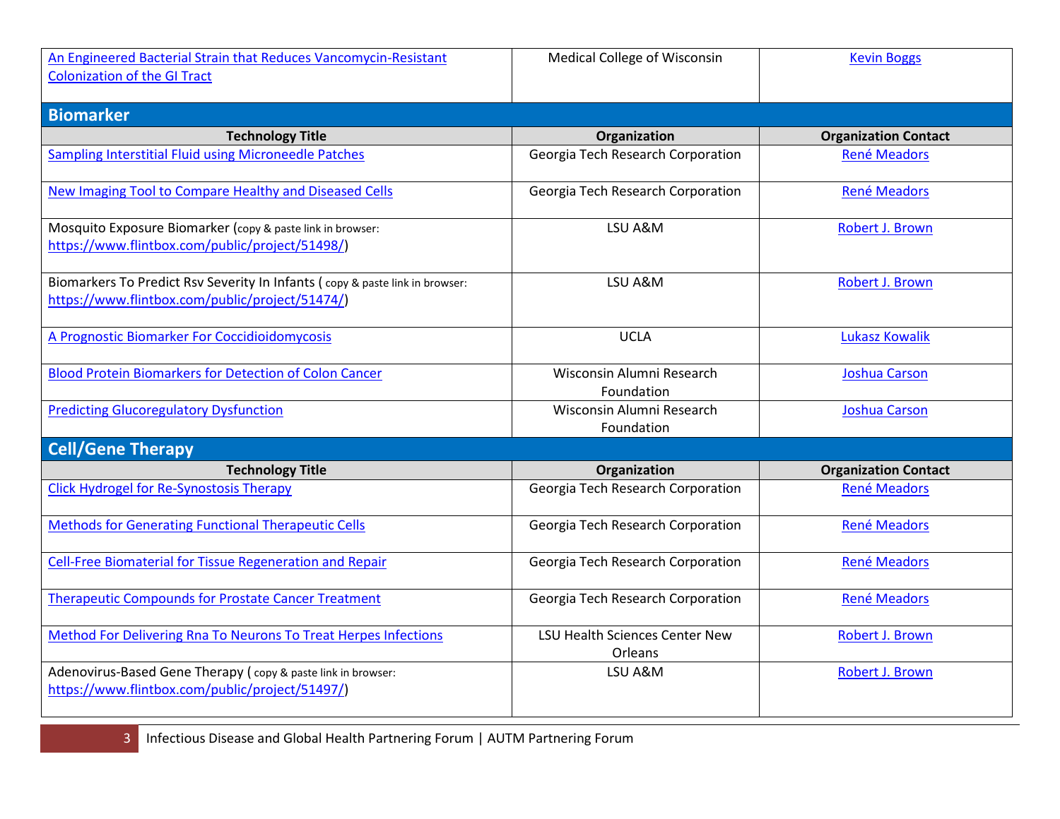| Technology Title | Organization | Organization Contact |
| --- | --- | --- |
| An Engineered Bacterial Strain that Reduces Vancomycin-Resistant Colonization of the GI Tract | Medical College of Wisconsin | Kevin Boggs |

## Biomarker

| Technology Title | Organization | Organization Contact |
| --- | --- | --- |
| Sampling Interstitial Fluid using Microneedle Patches | Georgia Tech Research Corporation | René Meadors |
| New Imaging Tool to Compare Healthy and Diseased Cells | Georgia Tech Research Corporation | René Meadors |
| Mosquito Exposure Biomarker (copy & paste link in browser: https://www.flintbox.com/public/project/51498/) | LSU A&M | Robert J. Brown |
| Biomarkers To Predict Rsv Severity In Infants ( copy & paste link in browser: https://www.flintbox.com/public/project/51474/) | LSU A&M | Robert J. Brown |
| A Prognostic Biomarker For Coccidioidomycosis | UCLA | Lukasz Kowalik |
| Blood Protein Biomarkers for Detection of Colon Cancer | Wisconsin Alumni Research Foundation | Joshua Carson |
| Predicting Glucoregulatory Dysfunction | Wisconsin Alumni Research Foundation | Joshua Carson |

## Cell/Gene Therapy

| Technology Title | Organization | Organization Contact |
| --- | --- | --- |
| Click Hydrogel for Re-Synostosis Therapy | Georgia Tech Research Corporation | René Meadors |
| Methods for Generating Functional Therapeutic Cells | Georgia Tech Research Corporation | René Meadors |
| Cell-Free Biomaterial for Tissue Regeneration and Repair | Georgia Tech Research Corporation | René Meadors |
| Therapeutic Compounds for Prostate Cancer Treatment | Georgia Tech Research Corporation | René Meadors |
| Method For Delivering Rna To Neurons To Treat Herpes Infections | LSU Health Sciences Center New Orleans | Robert J. Brown |
| Adenovirus-Based Gene Therapy ( copy & paste link in browser: https://www.flintbox.com/public/project/51497/) | LSU A&M | Robert J. Brown |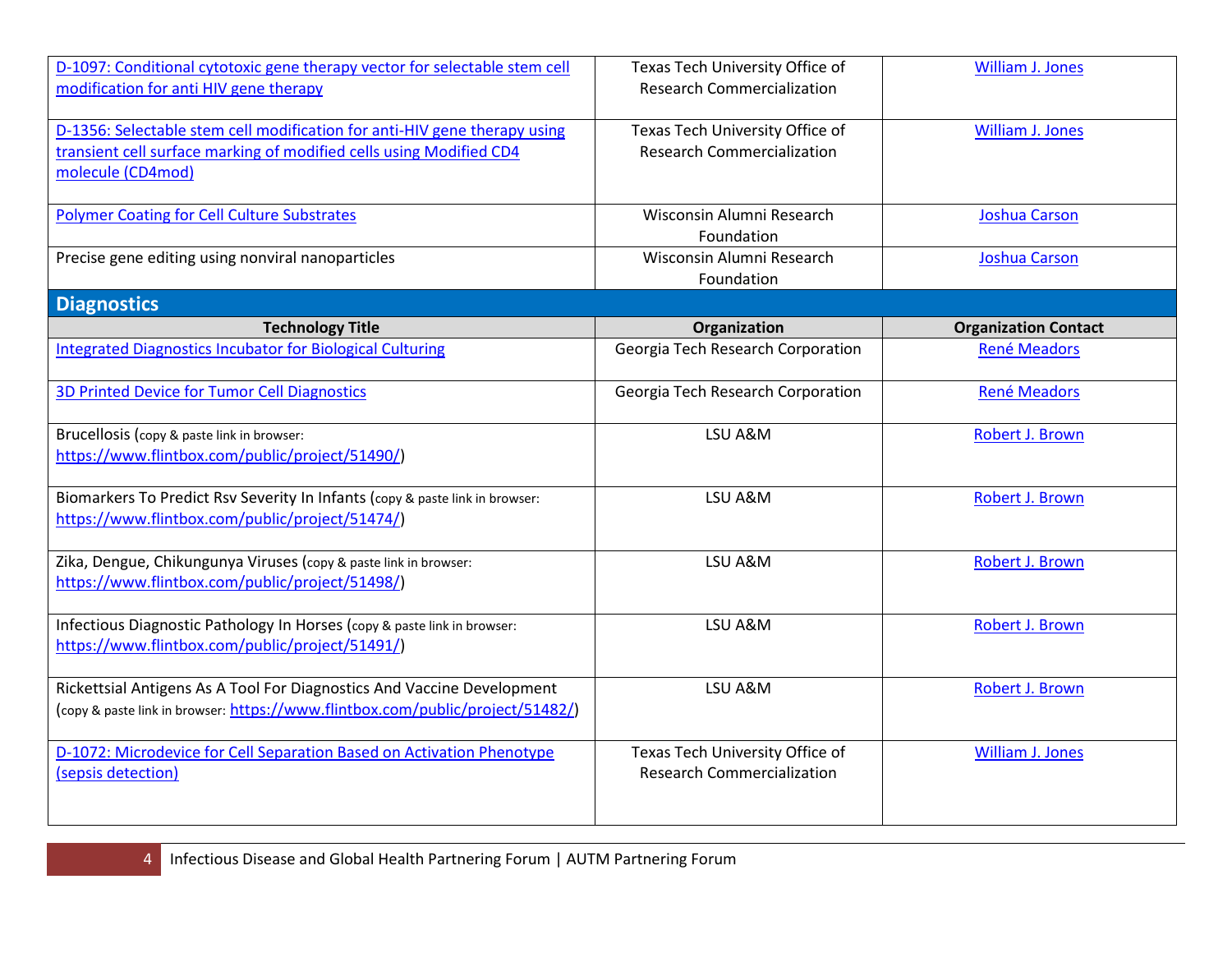| | | |
|---|---|---|
| D-1097: Conditional cytotoxic gene therapy vector for selectable stem cell modification for anti HIV gene therapy | Texas Tech University Office of Research Commercialization | William J. Jones |
| D-1356: Selectable stem cell modification for anti-HIV gene therapy using transient cell surface marking of modified cells using Modified CD4 molecule (CD4mod) | Texas Tech University Office of Research Commercialization | William J. Jones |
| Polymer Coating for Cell Culture Substrates | Wisconsin Alumni Research Foundation | Joshua Carson |
| Precise gene editing using nonviral nanoparticles | Wisconsin Alumni Research Foundation | Joshua Carson |

## Diagnostics

| Technology Title | Organization | Organization Contact |
|---|---|---|
| Integrated Diagnostics Incubator for Biological Culturing | Georgia Tech Research Corporation | René Meadors |
| 3D Printed Device for Tumor Cell Diagnostics | Georgia Tech Research Corporation | René Meadors |
| Brucellosis (copy & paste link in browser: https://www.flintbox.com/public/project/51490/) | LSU A&M | Robert J. Brown |
| Biomarkers To Predict Rsv Severity In Infants (copy & paste link in browser: https://www.flintbox.com/public/project/51474/) | LSU A&M | Robert J. Brown |
| Zika, Dengue, Chikungunya Viruses (copy & paste link in browser: https://www.flintbox.com/public/project/51498/) | LSU A&M | Robert J. Brown |
| Infectious Diagnostic Pathology In Horses (copy & paste link in browser: https://www.flintbox.com/public/project/51491/) | LSU A&M | Robert J. Brown |
| Rickettsial Antigens As A Tool For Diagnostics And Vaccine Development (copy & paste link in browser: https://www.flintbox.com/public/project/51482/) | LSU A&M | Robert J. Brown |
| D-1072: Microdevice for Cell Separation Based on Activation Phenotype (sepsis detection) | Texas Tech University Office of Research Commercialization | William J. Jones |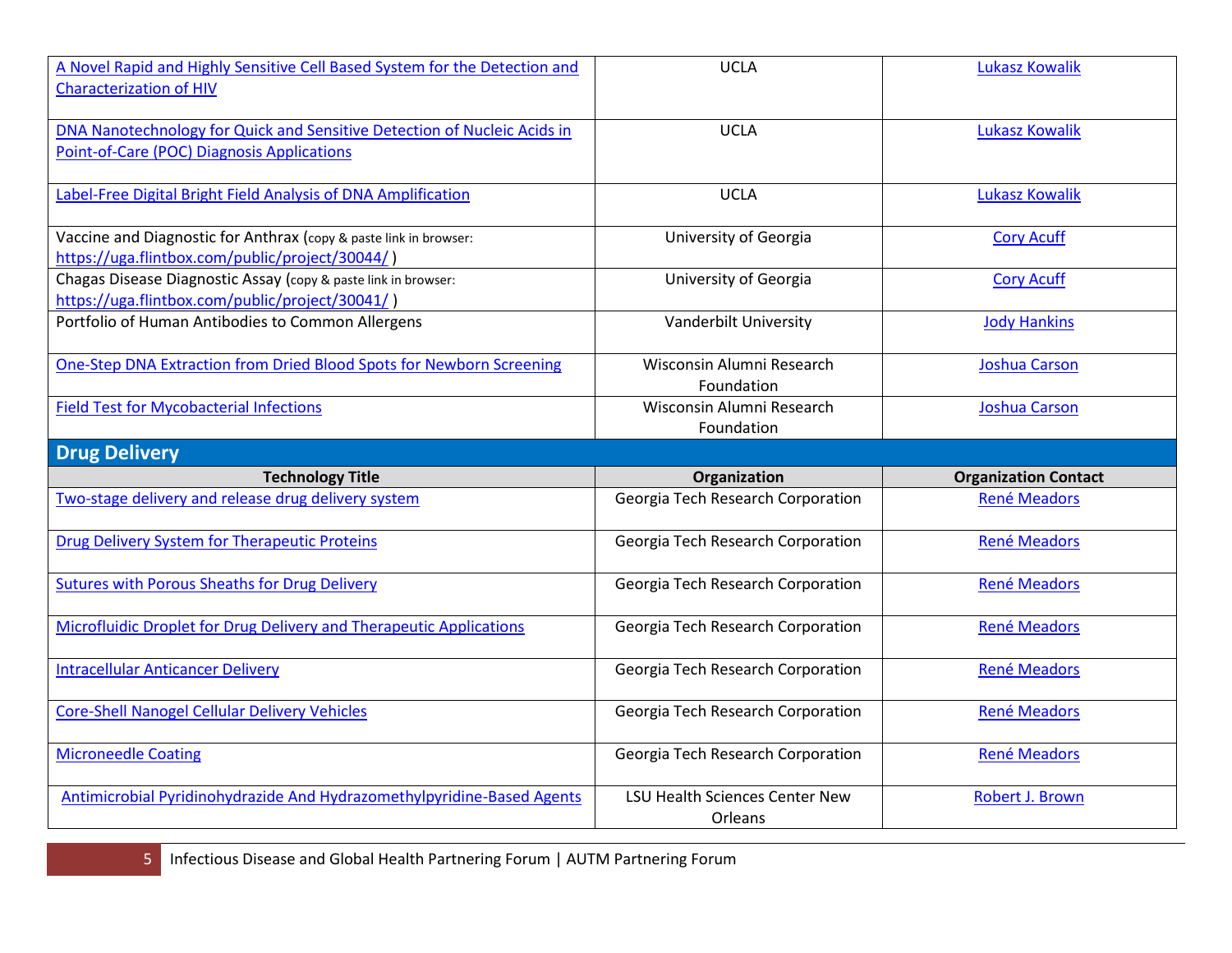| Technology Title | Organization | Organization Contact |
|---|---|---|
| A Novel Rapid and Highly Sensitive Cell Based System for the Detection and Characterization of HIV | UCLA | Lukasz Kowalik |
| DNA Nanotechnology for Quick and Sensitive Detection of Nucleic Acids in Point-of-Care (POC) Diagnosis Applications | UCLA | Lukasz Kowalik |
| Label-Free Digital Bright Field Analysis of DNA Amplification | UCLA | Lukasz Kowalik |
| Vaccine and Diagnostic for Anthrax (copy & paste link in browser: https://uga.flintbox.com/public/project/30044/ ) | University of Georgia | Cory Acuff |
| Chagas Disease Diagnostic Assay (copy & paste link in browser: https://uga.flintbox.com/public/project/30041/ ) | University of Georgia | Cory Acuff |
| Portfolio of Human Antibodies to Common Allergens | Vanderbilt University | Jody Hankins |
| One-Step DNA Extraction from Dried Blood Spots for Newborn Screening | Wisconsin Alumni Research Foundation | Joshua Carson |
| Field Test for Mycobacterial Infections | Wisconsin Alumni Research Foundation | Joshua Carson |

## Drug Delivery

| Technology Title | Organization | Organization Contact |
|---|---|---|
| Two-stage delivery and release drug delivery system | Georgia Tech Research Corporation | René Meadors |
| Drug Delivery System for Therapeutic Proteins | Georgia Tech Research Corporation | René Meadors |
| Sutures with Porous Sheaths for Drug Delivery | Georgia Tech Research Corporation | René Meadors |
| Microfluidic Droplet for Drug Delivery and Therapeutic Applications | Georgia Tech Research Corporation | René Meadors |
| Intracellular Anticancer Delivery | Georgia Tech Research Corporation | René Meadors |
| Core-Shell Nanogel Cellular Delivery Vehicles | Georgia Tech Research Corporation | René Meadors |
| Microneedle Coating | Georgia Tech Research Corporation | René Meadors |
| Antimicrobial Pyridinohydrazide And Hydrazomethylpyridine-Based Agents | LSU Health Sciences Center New Orleans | Robert J. Brown |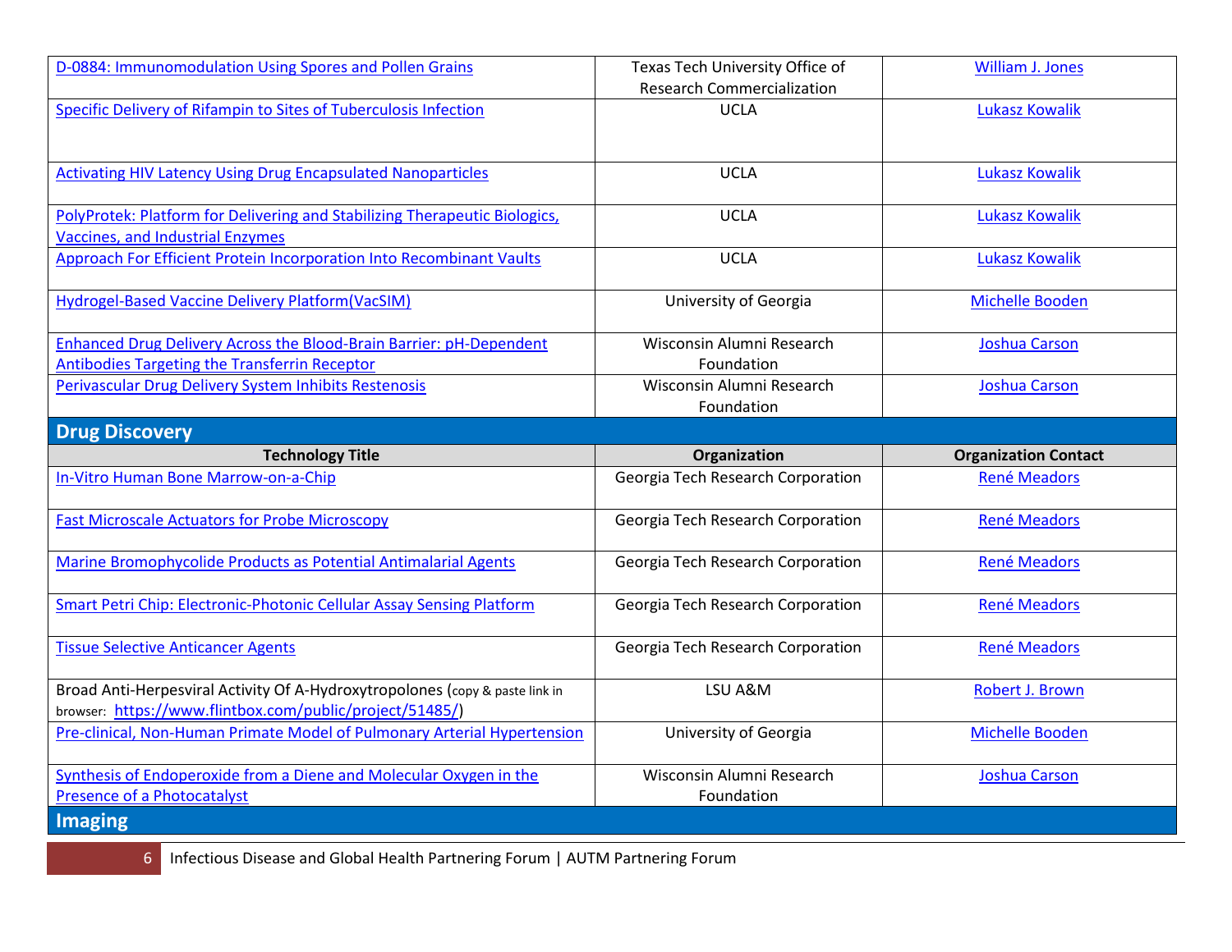| D-0884: Immunomodulation Using Spores and Pollen Grains | Texas Tech University Office of Research Commercialization | William J. Jones |
|---|---|---|
| Specific Delivery of Rifampin to Sites of Tuberculosis Infection | UCLA | Lukasz Kowalik |
| Activating HIV Latency Using Drug Encapsulated Nanoparticles | UCLA | Lukasz Kowalik |
| PolyProtek: Platform for Delivering and Stabilizing Therapeutic Biologics, Vaccines, and Industrial Enzymes | UCLA | Lukasz Kowalik |
| Approach For Efficient Protein Incorporation Into Recombinant Vaults | UCLA | Lukasz Kowalik |
| Hydrogel-Based Vaccine Delivery Platform(VacSIM) | University of Georgia | Michelle Booden |
| Enhanced Drug Delivery Across the Blood-Brain Barrier: pH-Dependent Antibodies Targeting the Transferrin Receptor | Wisconsin Alumni Research Foundation | Joshua Carson |
| Perivascular Drug Delivery System Inhibits Restenosis | Wisconsin Alumni Research Foundation | Joshua Carson |

## Drug Discovery

| Technology Title | Organization | Organization Contact |
|---|---|---|
| In-Vitro Human Bone Marrow-on-a-Chip | Georgia Tech Research Corporation | René Meadors |
| Fast Microscale Actuators for Probe Microscopy | Georgia Tech Research Corporation | René Meadors |
| Marine Bromophycolide Products as Potential Antimalarial Agents | Georgia Tech Research Corporation | René Meadors |
| Smart Petri Chip: Electronic-Photonic Cellular Assay Sensing Platform | Georgia Tech Research Corporation | René Meadors |
| Tissue Selective Anticancer Agents | Georgia Tech Research Corporation | René Meadors |
| Broad Anti-Herpesviral Activity Of A-Hydroxytropolones (copy & paste link in browser: https://www.flintbox.com/public/project/51485/) | LSU A&M | Robert J. Brown |
| Pre-clinical, Non-Human Primate Model of Pulmonary Arterial Hypertension | University of Georgia | Michelle Booden |
| Synthesis of Endoperoxide from a Diene and Molecular Oxygen in the Presence of a Photocatalyst | Wisconsin Alumni Research Foundation | Joshua Carson |

## Imaging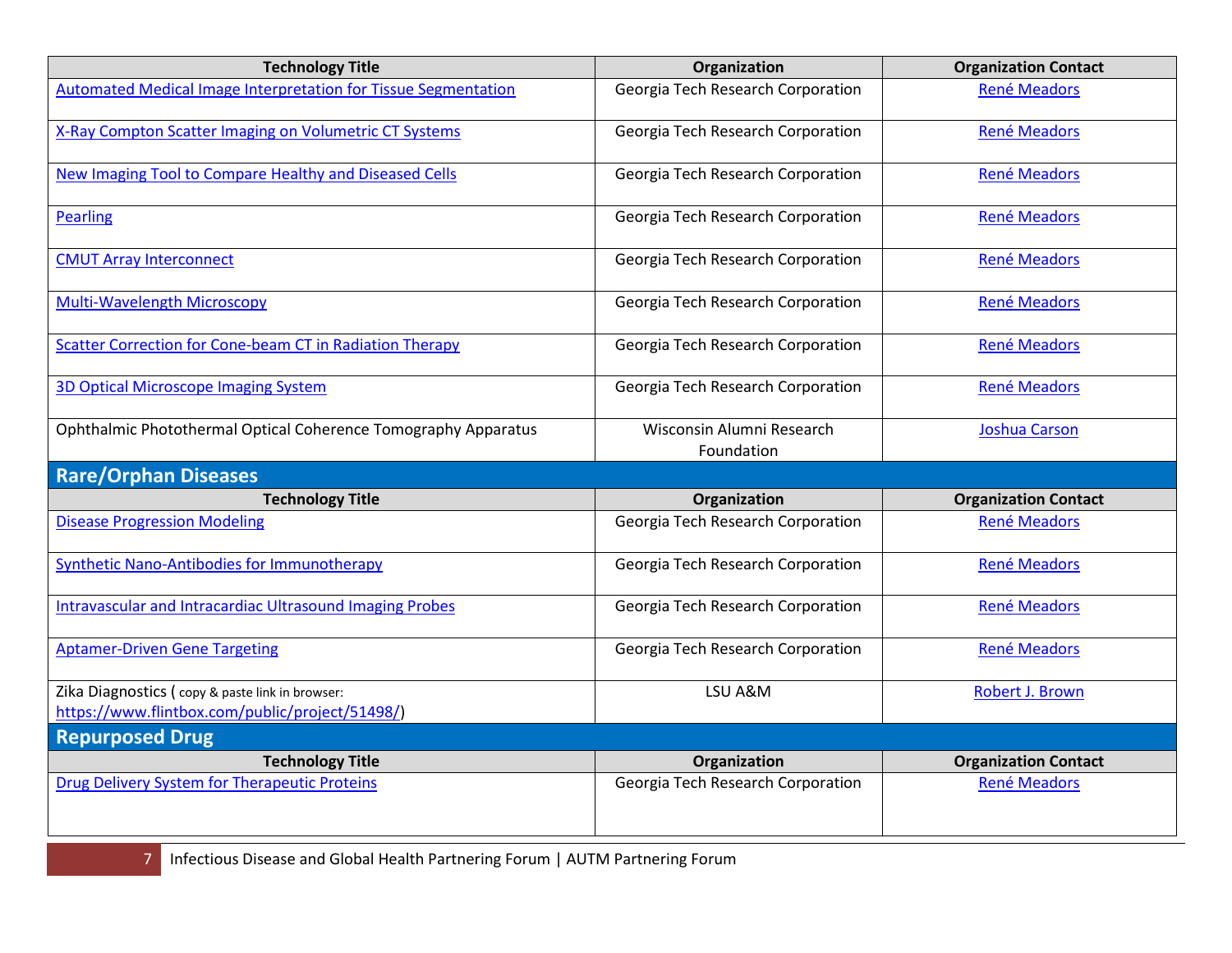| Technology Title | Organization | Organization Contact |
| --- | --- | --- |
| Automated Medical Image Interpretation for Tissue Segmentation | Georgia Tech Research Corporation | René Meadors |
| X-Ray Compton Scatter Imaging on Volumetric CT Systems | Georgia Tech Research Corporation | René Meadors |
| New Imaging Tool to Compare Healthy and Diseased Cells | Georgia Tech Research Corporation | René Meadors |
| Pearling | Georgia Tech Research Corporation | René Meadors |
| CMUT Array Interconnect | Georgia Tech Research Corporation | René Meadors |
| Multi-Wavelength Microscopy | Georgia Tech Research Corporation | René Meadors |
| Scatter Correction for Cone-beam CT in Radiation Therapy | Georgia Tech Research Corporation | René Meadors |
| 3D Optical Microscope Imaging System | Georgia Tech Research Corporation | René Meadors |
| Ophthalmic Photothermal Optical Coherence Tomography Apparatus | Wisconsin Alumni Research Foundation | Joshua Carson |

## Rare/Orphan Diseases

| Technology Title | Organization | Organization Contact |
| --- | --- | --- |
| Disease Progression Modeling | Georgia Tech Research Corporation | René Meadors |
| Synthetic Nano-Antibodies for Immunotherapy | Georgia Tech Research Corporation | René Meadors |
| Intravascular and Intracardiac Ultrasound Imaging Probes | Georgia Tech Research Corporation | René Meadors |
| Aptamer-Driven Gene Targeting | Georgia Tech Research Corporation | René Meadors |
| Zika Diagnostics ( copy & paste link in browser: https://www.flintbox.com/public/project/51498/) | LSU A&M | Robert J. Brown |

## Repurposed Drug

| Technology Title | Organization | Organization Contact |
| --- | --- | --- |
| Drug Delivery System for Therapeutic Proteins | Georgia Tech Research Corporation | René Meadors |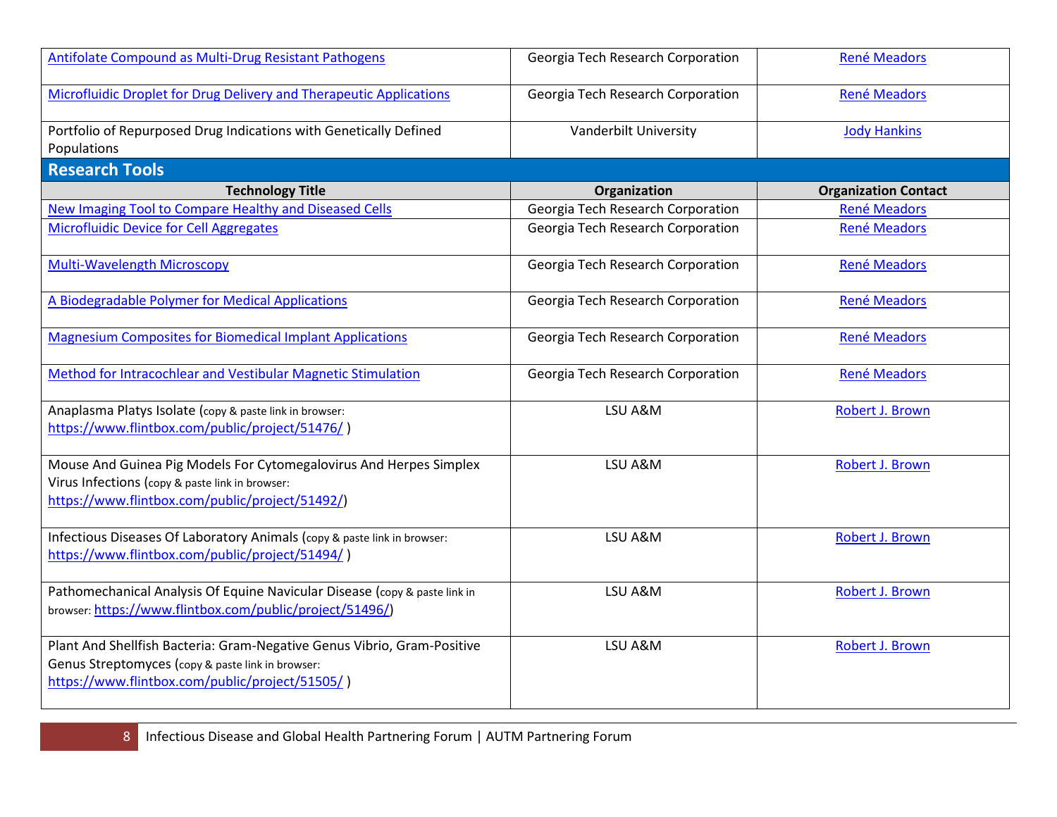| Antifolate Compound as Multi-Drug Resistant Pathogens | Georgia Tech Research Corporation | René Meadors |
|---|---|---|
| Microfluidic Droplet for Drug Delivery and Therapeutic Applications | Georgia Tech Research Corporation | René Meadors |
| Portfolio of Repurposed Drug Indications with Genetically Defined Populations | Vanderbilt University | Jody Hankins |

## Research Tools

| Technology Title | Organization | Organization Contact |
|---|---|---|
| New Imaging Tool to Compare Healthy and Diseased Cells | Georgia Tech Research Corporation | René Meadors |
| Microfluidic Device for Cell Aggregates | Georgia Tech Research Corporation | René Meadors |
| Multi-Wavelength Microscopy | Georgia Tech Research Corporation | René Meadors |
| A Biodegradable Polymer for Medical Applications | Georgia Tech Research Corporation | René Meadors |
| Magnesium Composites for Biomedical Implant Applications | Georgia Tech Research Corporation | René Meadors |
| Method for Intracochlear and Vestibular Magnetic Stimulation | Georgia Tech Research Corporation | René Meadors |
| Anaplasma Platys Isolate (copy & paste link in browser: https://www.flintbox.com/public/project/51476/ ) | LSU A&M | Robert J. Brown |
| Mouse And Guinea Pig Models For Cytomegalovirus And Herpes Simplex Virus Infections (copy & paste link in browser: https://www.flintbox.com/public/project/51492/) | LSU A&M | Robert J. Brown |
| Infectious Diseases Of Laboratory Animals (copy & paste link in browser: https://www.flintbox.com/public/project/51494/ ) | LSU A&M | Robert J. Brown |
| Pathomechanical Analysis Of Equine Navicular Disease (copy & paste link in browser: https://www.flintbox.com/public/project/51496/) | LSU A&M | Robert J. Brown |
| Plant And Shellfish Bacteria: Gram-Negative Genus Vibrio, Gram-Positive Genus Streptomyces (copy & paste link in browser: https://www.flintbox.com/public/project/51505/ ) | LSU A&M | Robert J. Brown |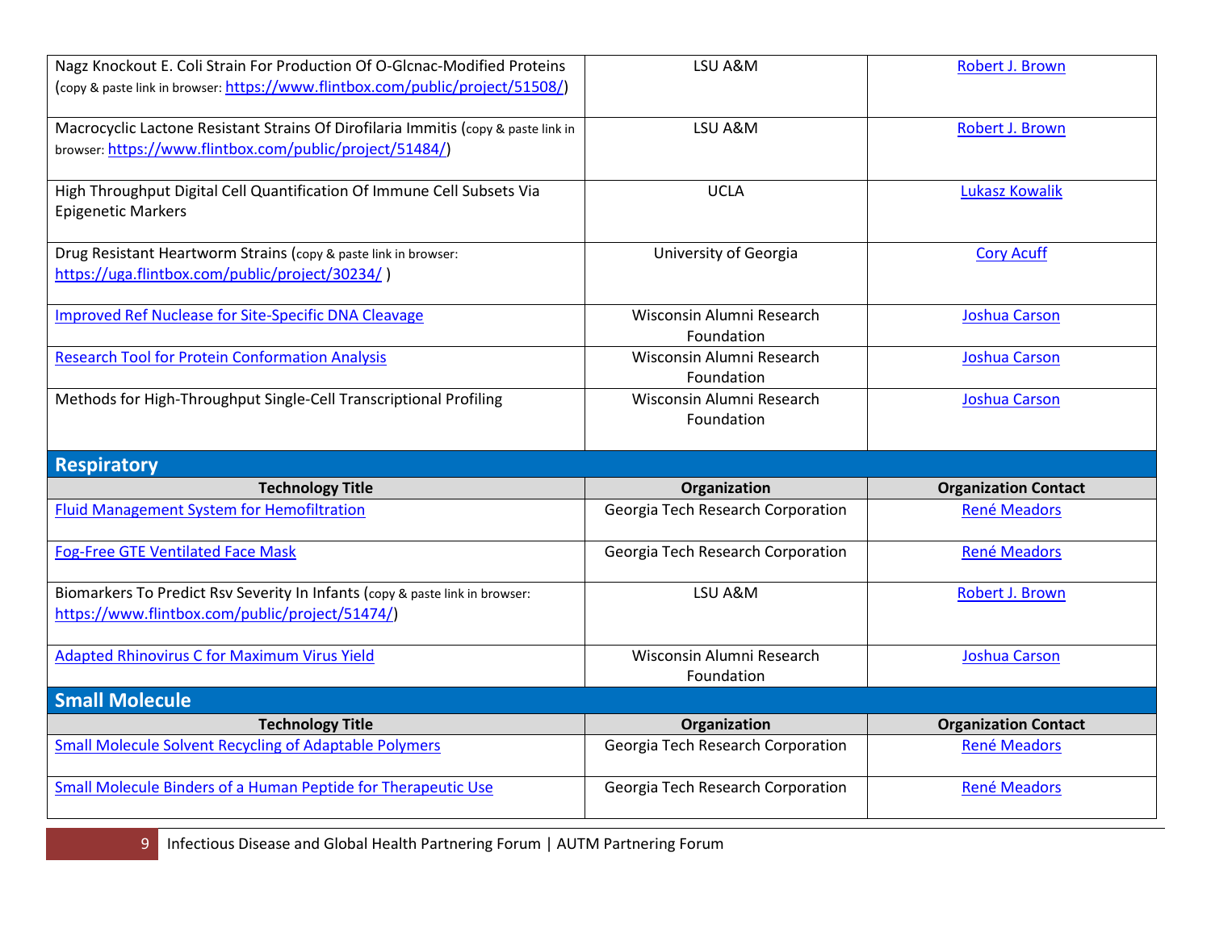| Technology Title | Organization | Organization Contact |
| --- | --- | --- |
| Nagz Knockout E. Coli Strain For Production Of O-Glcnac-Modified Proteins (copy & paste link in browser: https://www.flintbox.com/public/project/51508/) | LSU A&M | Robert J. Brown |
| Macrocyclic Lactone Resistant Strains Of Dirofilaria Immitis (copy & paste link in browser: https://www.flintbox.com/public/project/51484/) | LSU A&M | Robert J. Brown |
| High Throughput Digital Cell Quantification Of Immune Cell Subsets Via Epigenetic Markers | UCLA | Lukasz Kowalik |
| Drug Resistant Heartworm Strains (copy & paste link in browser: https://uga.flintbox.com/public/project/30234/ ) | University of Georgia | Cory Acuff |
| Improved Ref Nuclease for Site-Specific DNA Cleavage | Wisconsin Alumni Research Foundation | Joshua Carson |
| Research Tool for Protein Conformation Analysis | Wisconsin Alumni Research Foundation | Joshua Carson |
| Methods for High-Throughput Single-Cell Transcriptional Profiling | Wisconsin Alumni Research Foundation | Joshua Carson |

## Respiratory

| Technology Title | Organization | Organization Contact |
| --- | --- | --- |
| Fluid Management System for Hemofiltration | Georgia Tech Research Corporation | René Meadors |
| Fog-Free GTE Ventilated Face Mask | Georgia Tech Research Corporation | René Meadors |
| Biomarkers To Predict Rsv Severity In Infants (copy & paste link in browser: https://www.flintbox.com/public/project/51474/) | LSU A&M | Robert J. Brown |
| Adapted Rhinovirus C for Maximum Virus Yield | Wisconsin Alumni Research Foundation | Joshua Carson |

## Small Molecule

| Technology Title | Organization | Organization Contact |
| --- | --- | --- |
| Small Molecule Solvent Recycling of Adaptable Polymers | Georgia Tech Research Corporation | René Meadors |
| Small Molecule Binders of a Human Peptide for Therapeutic Use | Georgia Tech Research Corporation | René Meadors |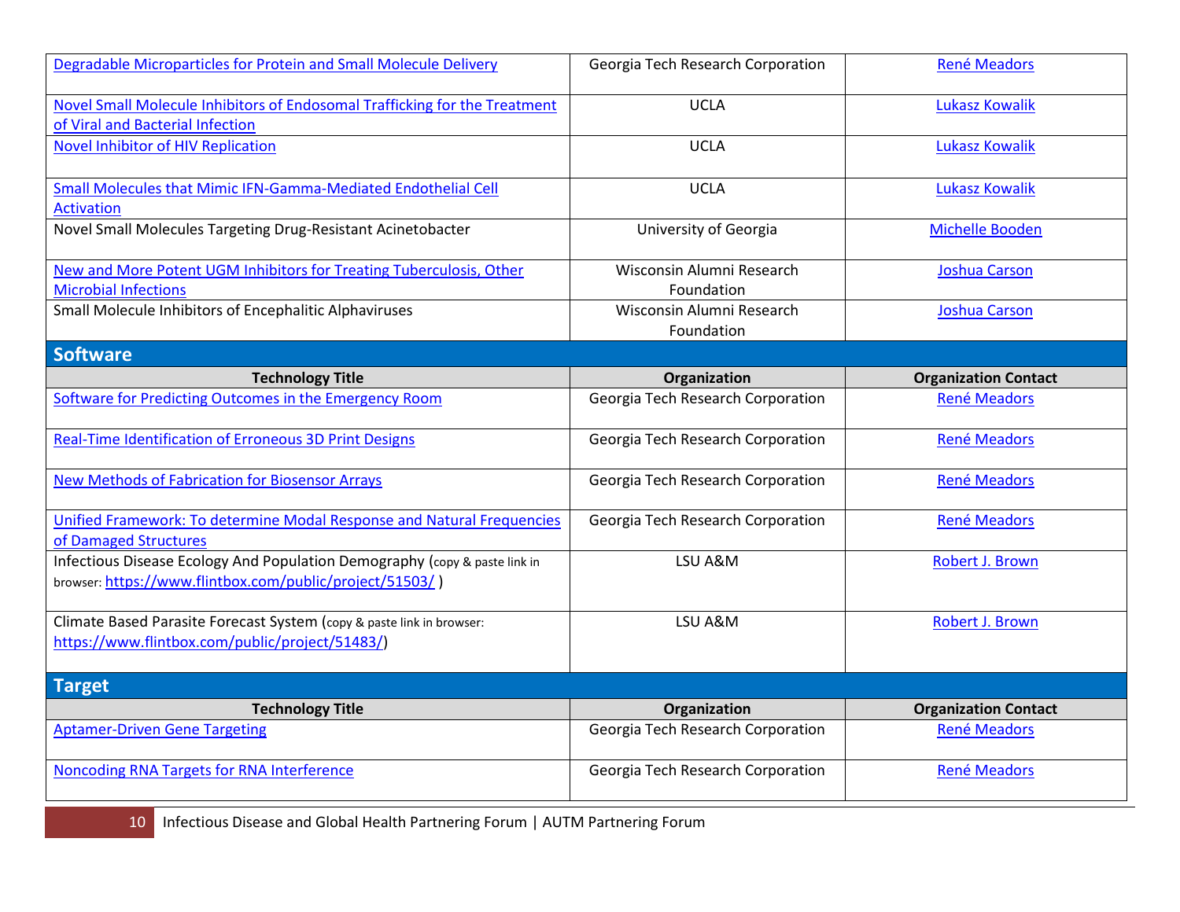| Technology Title | Organization | Organization Contact |
|---|---|---|
| Degradable Microparticles for Protein and Small Molecule Delivery | Georgia Tech Research Corporation | René Meadors |
| Novel Small Molecule Inhibitors of Endosomal Trafficking for the Treatment of Viral and Bacterial Infection | UCLA | Lukasz Kowalik |
| Novel Inhibitor of HIV Replication | UCLA | Lukasz Kowalik |
| Small Molecules that Mimic IFN-Gamma-Mediated Endothelial Cell Activation | UCLA | Lukasz Kowalik |
| Novel Small Molecules Targeting Drug-Resistant Acinetobacter | University of Georgia | Michelle Booden |
| New and More Potent UGM Inhibitors for Treating Tuberculosis, Other Microbial Infections | Wisconsin Alumni Research Foundation | Joshua Carson |
| Small Molecule Inhibitors of Encephalitic Alphaviruses | Wisconsin Alumni Research Foundation | Joshua Carson |

## Software

| Technology Title | Organization | Organization Contact |
|---|---|---|
| Software for Predicting Outcomes in the Emergency Room | Georgia Tech Research Corporation | René Meadors |
| Real-Time Identification of Erroneous 3D Print Designs | Georgia Tech Research Corporation | René Meadors |
| New Methods of Fabrication for Biosensor Arrays | Georgia Tech Research Corporation | René Meadors |
| Unified Framework: To determine Modal Response and Natural Frequencies of Damaged Structures | Georgia Tech Research Corporation | René Meadors |
| Infectious Disease Ecology And Population Demography (copy & paste link in browser: https://www.flintbox.com/public/project/51503/ ) | LSU A&M | Robert J. Brown |
| Climate Based Parasite Forecast System (copy & paste link in browser: https://www.flintbox.com/public/project/51483/) | LSU A&M | Robert J. Brown |

## Target

| Technology Title | Organization | Organization Contact |
|---|---|---|
| Aptamer-Driven Gene Targeting | Georgia Tech Research Corporation | René Meadors |
| Noncoding RNA Targets for RNA Interference | Georgia Tech Research Corporation | René Meadors |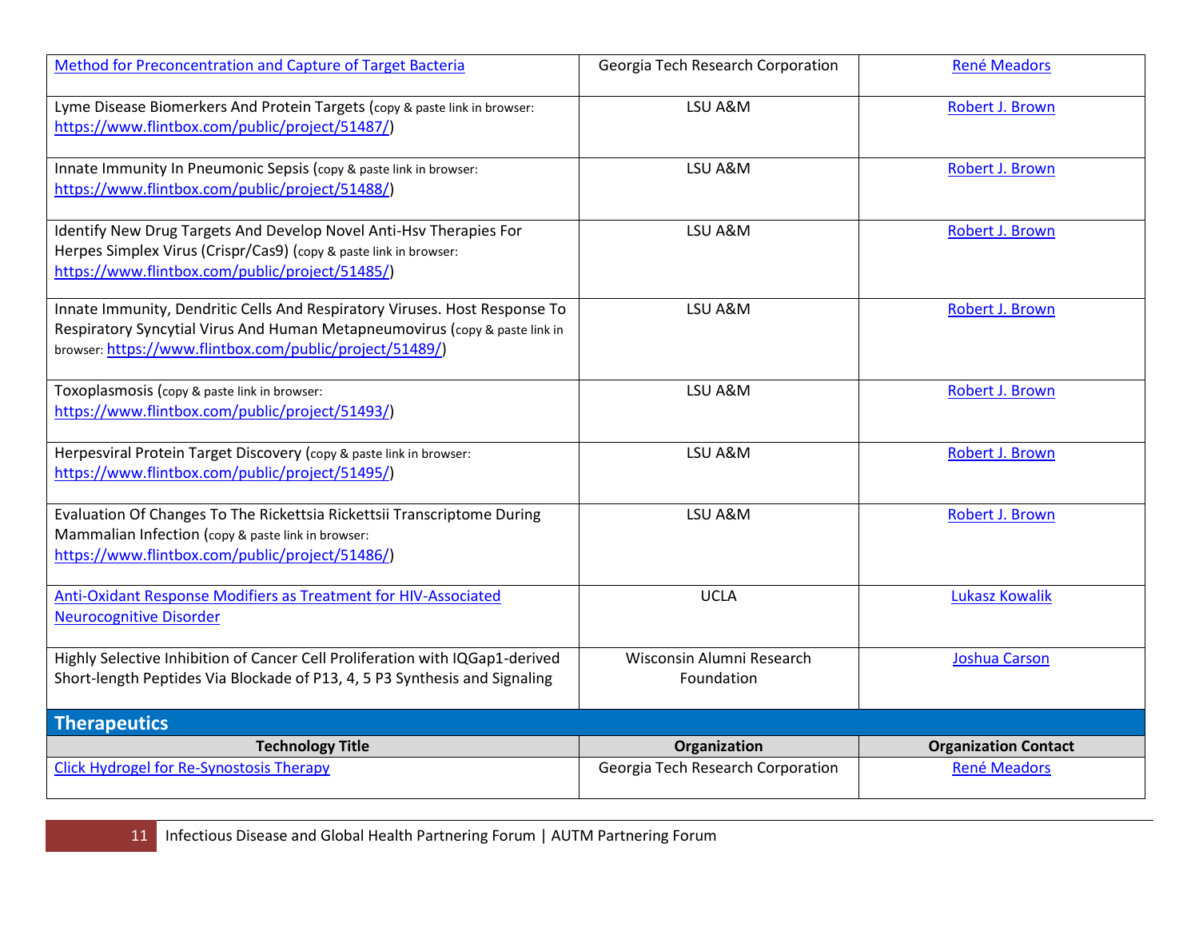| | | |
|---|---|---|
| Method for Preconcentration and Capture of Target Bacteria | Georgia Tech Research Corporation | René Meadors |
| Lyme Disease Biomerkers And Protein Targets (copy & paste link in browser: https://www.flintbox.com/public/project/51487/) | LSU A&M | Robert J. Brown |
| Innate Immunity In Pneumonic Sepsis (copy & paste link in browser: https://www.flintbox.com/public/project/51488/) | LSU A&M | Robert J. Brown |
| Identify New Drug Targets And Develop Novel Anti-Hsv Therapies For Herpes Simplex Virus (Crispr/Cas9) (copy & paste link in browser: https://www.flintbox.com/public/project/51485/) | LSU A&M | Robert J. Brown |
| Innate Immunity, Dendritic Cells And Respiratory Viruses. Host Response To Respiratory Syncytial Virus And Human Metapneumovirus (copy & paste link in browser: https://www.flintbox.com/public/project/51489/) | LSU A&M | Robert J. Brown |
| Toxoplasmosis (copy & paste link in browser: https://www.flintbox.com/public/project/51493/) | LSU A&M | Robert J. Brown |
| Herpesviral Protein Target Discovery (copy & paste link in browser: https://www.flintbox.com/public/project/51495/) | LSU A&M | Robert J. Brown |
| Evaluation Of Changes To The Rickettsia Rickettsii Transcriptome During Mammalian Infection (copy & paste link in browser: https://www.flintbox.com/public/project/51486/) | LSU A&M | Robert J. Brown |
| Anti-Oxidant Response Modifiers as Treatment for HIV-Associated Neurocognitive Disorder | UCLA | Lukasz Kowalik |
| Highly Selective Inhibition of Cancer Cell Proliferation with IQGap1-derived Short-length Peptides Via Blockade of P13, 4, 5 P3 Synthesis and Signaling | Wisconsin Alumni Research Foundation | Joshua Carson |

## Therapeutics

| Technology Title | Organization | Organization Contact |
|---|---|---|
| Click Hydrogel for Re-Synostosis Therapy | Georgia Tech Research Corporation | René Meadors |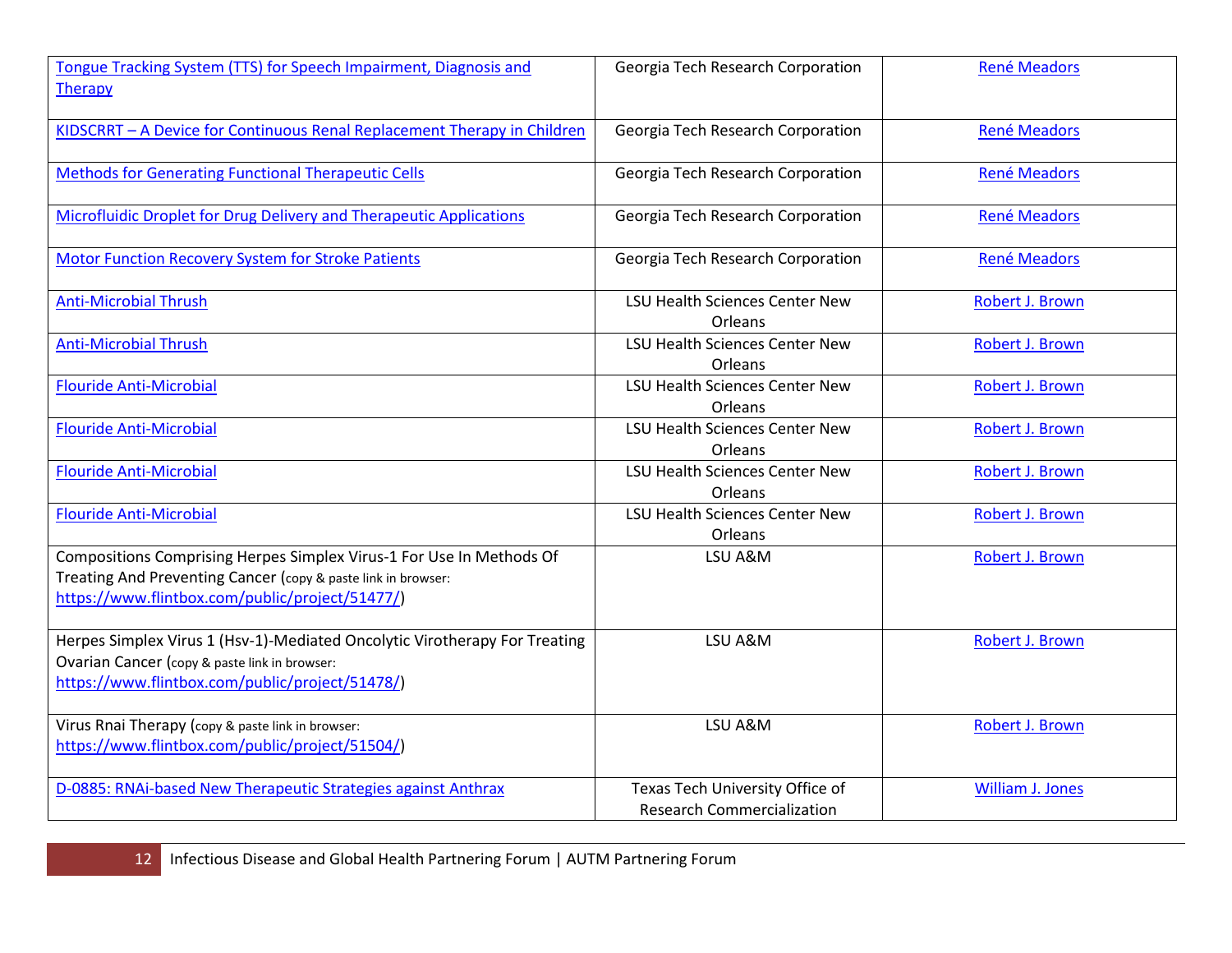| | | |
|---|---|---|
| Tongue Tracking System (TTS) for Speech Impairment, Diagnosis and Therapy | Georgia Tech Research Corporation | René Meadors |
| KIDSCRRT – A Device for Continuous Renal Replacement Therapy in Children | Georgia Tech Research Corporation | René Meadors |
| Methods for Generating Functional Therapeutic Cells | Georgia Tech Research Corporation | René Meadors |
| Microfluidic Droplet for Drug Delivery and Therapeutic Applications | Georgia Tech Research Corporation | René Meadors |
| Motor Function Recovery System for Stroke Patients | Georgia Tech Research Corporation | René Meadors |
| Anti-Microbial Thrush | LSU Health Sciences Center New Orleans | Robert J. Brown |
| Anti-Microbial Thrush | LSU Health Sciences Center New Orleans | Robert J. Brown |
| Flouride Anti-Microbial | LSU Health Sciences Center New Orleans | Robert J. Brown |
| Flouride Anti-Microbial | LSU Health Sciences Center New Orleans | Robert J. Brown |
| Flouride Anti-Microbial | LSU Health Sciences Center New Orleans | Robert J. Brown |
| Flouride Anti-Microbial | LSU Health Sciences Center New Orleans | Robert J. Brown |
| Compositions Comprising Herpes Simplex Virus-1 For Use In Methods Of Treating And Preventing Cancer (copy & paste link in browser: https://www.flintbox.com/public/project/51477/) | LSU A&M | Robert J. Brown |
| Herpes Simplex Virus 1 (Hsv-1)-Mediated Oncolytic Virotherapy For Treating Ovarian Cancer (copy & paste link in browser: https://www.flintbox.com/public/project/51478/) | LSU A&M | Robert J. Brown |
| Virus Rnai Therapy (copy & paste link in browser: https://www.flintbox.com/public/project/51504/) | LSU A&M | Robert J. Brown |
| D-0885: RNAi-based New Therapeutic Strategies against Anthrax | Texas Tech University Office of Research Commercialization | William J. Jones |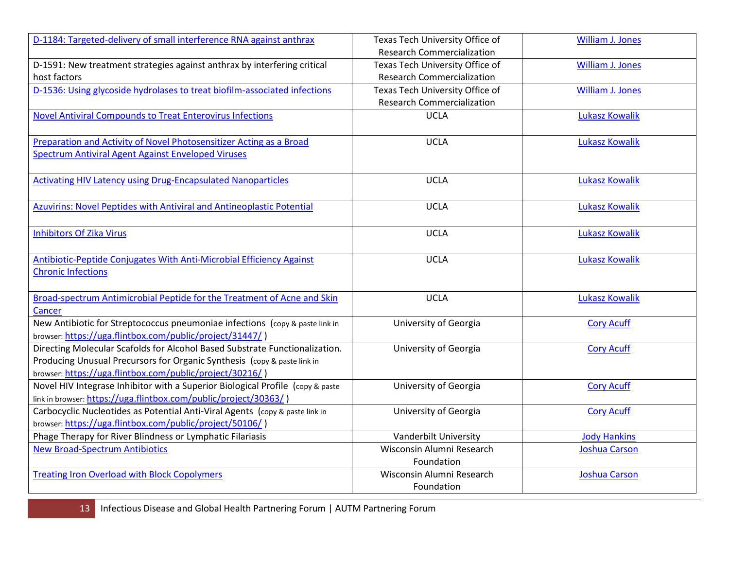| | | |
|---|---|---|
| D-1184: Targeted-delivery of small interference RNA against anthrax | Texas Tech University Office of Research Commercialization | William J. Jones |
| D-1591: New treatment strategies against anthrax by interfering critical host factors | Texas Tech University Office of Research Commercialization | William J. Jones |
| D-1536: Using glycoside hydrolases to treat biofilm-associated infections | Texas Tech University Office of Research Commercialization | William J. Jones |
| Novel Antiviral Compounds to Treat Enterovirus Infections | UCLA | Lukasz Kowalik |
| Preparation and Activity of Novel Photosensitizer Acting as a Broad Spectrum Antiviral Agent Against Enveloped Viruses | UCLA | Lukasz Kowalik |
| Activating HIV Latency using Drug-Encapsulated Nanoparticles | UCLA | Lukasz Kowalik |
| Azuvirins: Novel Peptides with Antiviral and Antineoplastic Potential | UCLA | Lukasz Kowalik |
| Inhibitors Of Zika Virus | UCLA | Lukasz Kowalik |
| Antibiotic-Peptide Conjugates With Anti-Microbial Efficiency Against Chronic Infections | UCLA | Lukasz Kowalik |
| Broad-spectrum Antimicrobial Peptide for the Treatment of Acne and Skin Cancer | UCLA | Lukasz Kowalik |
| New Antibiotic for Streptococcus pneumoniae infections (copy & paste link in browser: https://uga.flintbox.com/public/project/31447/ ) | University of Georgia | Cory Acuff |
| Directing Molecular Scaffolds for Alcohol Based Substrate Functionalization. Producing Unusual Precursors for Organic Synthesis (copy & paste link in browser: https://uga.flintbox.com/public/project/30216/ ) | University of Georgia | Cory Acuff |
| Novel HIV Integrase Inhibitor with a Superior Biological Profile (copy & paste link in browser: https://uga.flintbox.com/public/project/30363/ ) | University of Georgia | Cory Acuff |
| Carbocyclic Nucleotides as Potential Anti-Viral Agents (copy & paste link in browser: https://uga.flintbox.com/public/project/50106/ ) | University of Georgia | Cory Acuff |
| Phage Therapy for River Blindness or Lymphatic Filariasis | Vanderbilt University | Jody Hankins |
| New Broad-Spectrum Antibiotics | Wisconsin Alumni Research Foundation | Joshua Carson |
| Treating Iron Overload with Block Copolymers | Wisconsin Alumni Research Foundation | Joshua Carson |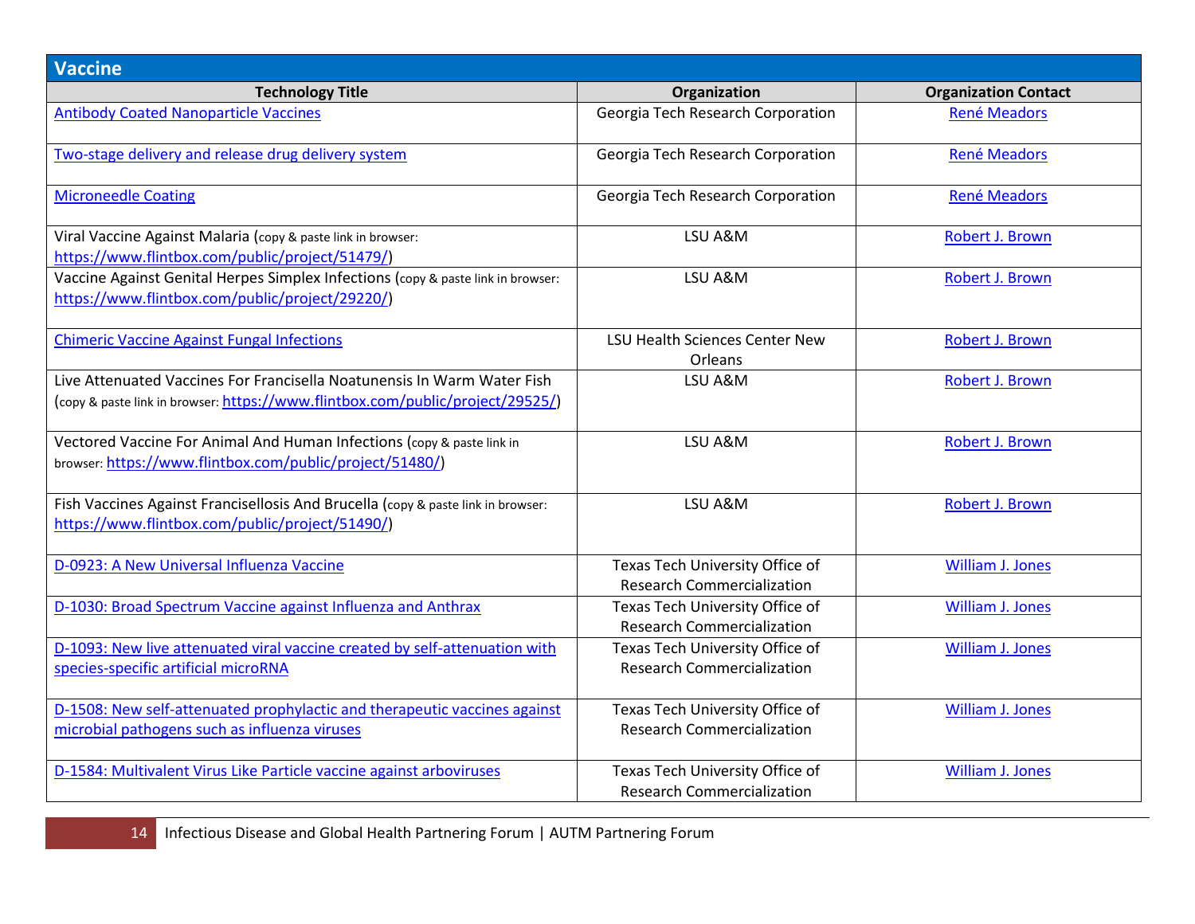## Vaccine

| Technology Title | Organization | Organization Contact |
|---|---|---|
| Antibody Coated Nanoparticle Vaccines | Georgia Tech Research Corporation | René Meadors |
| Two-stage delivery and release drug delivery system | Georgia Tech Research Corporation | René Meadors |
| Microneedle Coating | Georgia Tech Research Corporation | René Meadors |
| Viral Vaccine Against Malaria (copy & paste link in browser: https://www.flintbox.com/public/project/51479/) | LSU A&M | Robert J. Brown |
| Vaccine Against Genital Herpes Simplex Infections (copy & paste link in browser: https://www.flintbox.com/public/project/29220/) | LSU A&M | Robert J. Brown |
| Chimeric Vaccine Against Fungal Infections | LSU Health Sciences Center New Orleans | Robert J. Brown |
| Live Attenuated Vaccines For Francisella Noatunensis In Warm Water Fish (copy & paste link in browser: https://www.flintbox.com/public/project/29525/) | LSU A&M | Robert J. Brown |
| Vectored Vaccine For Animal And Human Infections (copy & paste link in browser: https://www.flintbox.com/public/project/51480/) | LSU A&M | Robert J. Brown |
| Fish Vaccines Against Francisellosis And Brucella (copy & paste link in browser: https://www.flintbox.com/public/project/51490/) | LSU A&M | Robert J. Brown |
| D-0923: A New Universal Influenza Vaccine | Texas Tech University Office of Research Commercialization | William J. Jones |
| D-1030: Broad Spectrum Vaccine against Influenza and Anthrax | Texas Tech University Office of Research Commercialization | William J. Jones |
| D-1093: New live attenuated viral vaccine created by self-attenuation with species-specific artificial microRNA | Texas Tech University Office of Research Commercialization | William J. Jones |
| D-1508: New self-attenuated prophylactic and therapeutic vaccines against microbial pathogens such as influenza viruses | Texas Tech University Office of Research Commercialization | William J. Jones |
| D-1584: Multivalent Virus Like Particle vaccine against arboviruses | Texas Tech University Office of Research Commercialization | William J. Jones |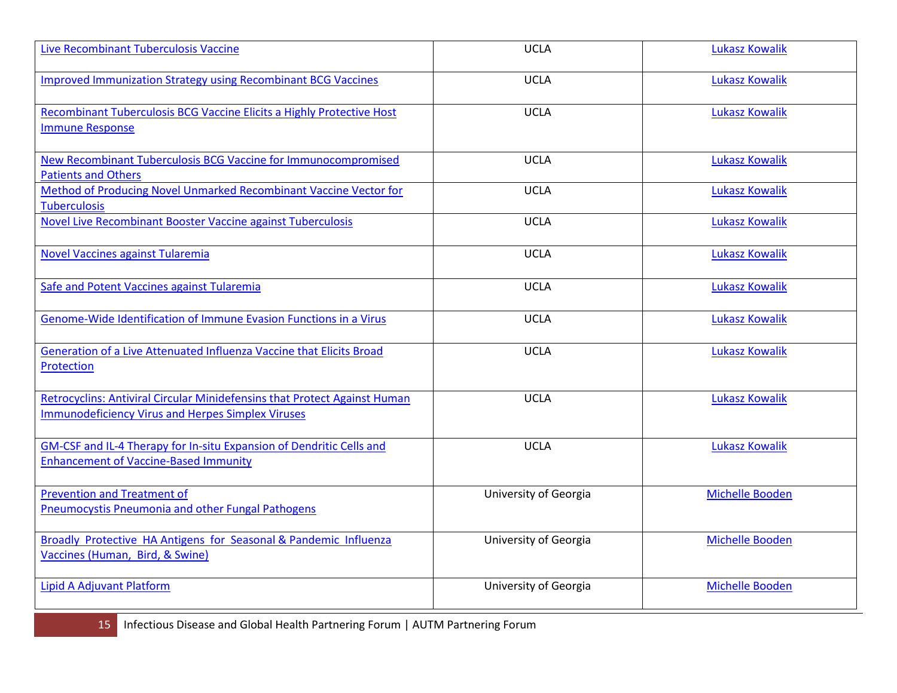| | | |
|---|---|---|
| Live Recombinant Tuberculosis Vaccine | UCLA | Lukasz Kowalik |
| Improved Immunization Strategy using Recombinant BCG Vaccines | UCLA | Lukasz Kowalik |
| Recombinant Tuberculosis BCG Vaccine Elicits a Highly Protective Host Immune Response | UCLA | Lukasz Kowalik |
| New Recombinant Tuberculosis BCG Vaccine for Immunocompromised Patients and Others | UCLA | Lukasz Kowalik |
| Method of Producing Novel Unmarked Recombinant Vaccine Vector for Tuberculosis | UCLA | Lukasz Kowalik |
| Novel Live Recombinant Booster Vaccine against Tuberculosis | UCLA | Lukasz Kowalik |
| Novel Vaccines against Tularemia | UCLA | Lukasz Kowalik |
| Safe and Potent Vaccines against Tularemia | UCLA | Lukasz Kowalik |
| Genome-Wide Identification of Immune Evasion Functions in a Virus | UCLA | Lukasz Kowalik |
| Generation of a Live Attenuated Influenza Vaccine that Elicits Broad Protection | UCLA | Lukasz Kowalik |
| Retrocyclins: Antiviral Circular Minidefensins that Protect Against Human Immunodeficiency Virus and Herpes Simplex Viruses | UCLA | Lukasz Kowalik |
| GM-CSF and IL-4 Therapy for In-situ Expansion of Dendritic Cells and Enhancement of Vaccine-Based Immunity | UCLA | Lukasz Kowalik |
| Prevention and Treatment of Pneumocystis Pneumonia and other Fungal Pathogens | University of Georgia | Michelle Booden |
| Broadly Protective HA Antigens for Seasonal & Pandemic Influenza Vaccines (Human, Bird, & Swine) | University of Georgia | Michelle Booden |
| Lipid A Adjuvant Platform | University of Georgia | Michelle Booden |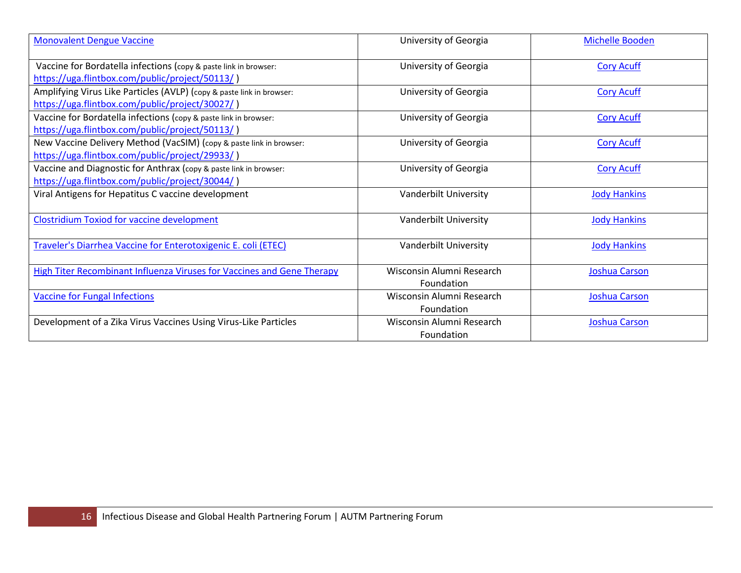| | | |
|---|---|---|
| Monovalent Dengue Vaccine | University of Georgia | Michelle Booden |
| Vaccine for Bordatella infections (copy & paste link in browser: https://uga.flintbox.com/public/project/50113/ ) | University of Georgia | Cory Acuff |
| Amplifying Virus Like Particles (AVLP) (copy & paste link in browser: https://uga.flintbox.com/public/project/30027/ ) | University of Georgia | Cory Acuff |
| Vaccine for Bordatella infections (copy & paste link in browser: https://uga.flintbox.com/public/project/50113/ ) | University of Georgia | Cory Acuff |
| New Vaccine Delivery Method (VacSIM) (copy & paste link in browser: https://uga.flintbox.com/public/project/29933/ ) | University of Georgia | Cory Acuff |
| Vaccine and Diagnostic for Anthrax (copy & paste link in browser: https://uga.flintbox.com/public/project/30044/ ) | University of Georgia | Cory Acuff |
| Viral Antigens for Hepatitus C vaccine development | Vanderbilt University | Jody Hankins |
| Clostridium Toxiod for vaccine development | Vanderbilt University | Jody Hankins |
| Traveler's Diarrhea Vaccine for Enterotoxigenic E. coli (ETEC) | Vanderbilt University | Jody Hankins |
| High Titer Recombinant Influenza Viruses for Vaccines and Gene Therapy | Wisconsin Alumni Research Foundation | Joshua Carson |
| Vaccine for Fungal Infections | Wisconsin Alumni Research Foundation | Joshua Carson |
| Development of a Zika Virus Vaccines Using Virus-Like Particles | Wisconsin Alumni Research Foundation | Joshua Carson |